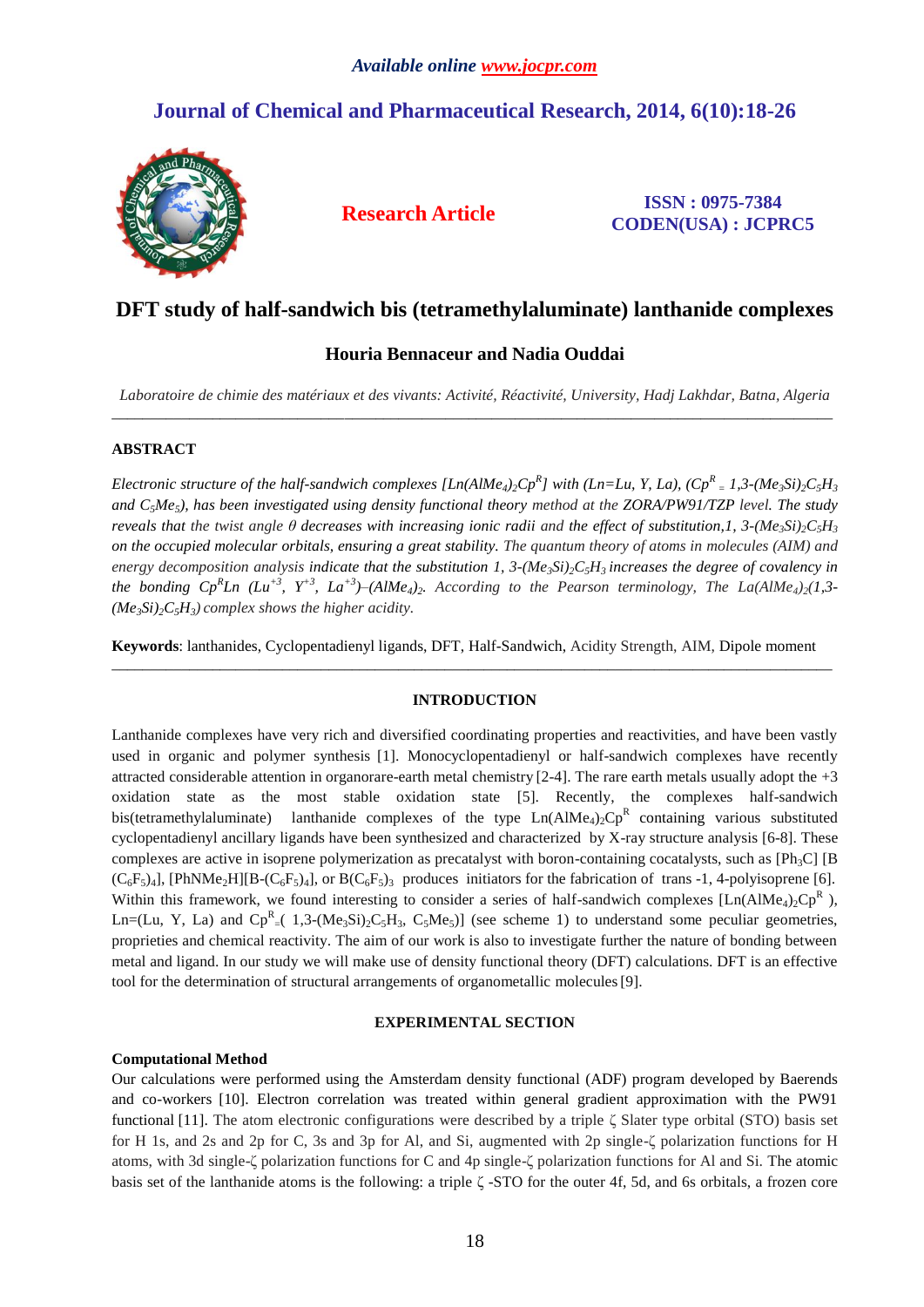*Available online www.jocpr.com*

## Journal of Chemical and Pharmaceutical Research, 2014, 6(10):18-26

**Research Article**

**ISSN : 0975-7384**
**CODEN(USA) : JCPRC5**

# DFT study of half-sandwich bis (tetramethylaluminate) lanthanide complexes

### Houria Bennaceur and Nadia Ouddai

*Laboratoire de chimie des matériaux et des vivants: Activité, Réactivité, University, Hadj Lakhdar, Batna, Algeria*

---

**ABSTRACT**

*Electronic structure of the half-sandwich complexes $[Ln(AlMe_4)_2Cp^R]$ with (Ln=Lu, Y, La), ($Cp^R$ = 1,3-$(Me_3Si)_2C_5H_3$ and $C_5Me_5$), has been investigated using density functional theory method at the ZORA/PW91/TZP level. The study reveals that the twist angle θ decreases with increasing ionic radii and the effect of substitution,1, 3-$(Me_3Si)_2C_5H_3$ on the occupied molecular orbitals, ensuring a great stability. The quantum theory of atoms in molecules (AIM) and energy decomposition analysis indicate that the substitution 1, 3-$(Me_3Si)_2C_5H_3$ increases the degree of covalency in the bonding $Cp^RLn$ ($Lu^{+3}$, $Y^{+3}$, $La^{+3}$)–$(AlMe_4)_2$. According to the Pearson terminology, The $La(AlMe_4)_2$(1,3-$(Me_3Si)_2C_5H_3$) complex shows the higher acidity.*

**Keywords**: lanthanides, Cyclopentadienyl ligands, DFT, Half-Sandwich, Acidity Strength, AIM, Dipole moment

---

## INTRODUCTION

Lanthanide complexes have very rich and diversified coordinating properties and reactivities, and have been vastly used in organic and polymer synthesis [1]. Monocyclopentadienyl or half-sandwich complexes have recently attracted considerable attention in organorare-earth metal chemistry [2-4]. The rare earth metals usually adopt the +3 oxidation state as the most stable oxidation state [5]. Recently, the complexes half-sandwich bis(tetramethylaluminate) lanthanide complexes of the type $Ln(AlMe_4)_2Cp^R$ containing various substituted cyclopentadienyl ancillary ligands have been synthesized and characterized by X-ray structure analysis [6-8]. These complexes are active in isoprene polymerization as precatalyst with boron-containing cocatalysts, such as $[Ph_3C][B(C_6F_5)_4]$, $[PhNMe_2H][B-(C_6F_5)_4]$, or $B(C_6F_5)_3$ produces initiators for the fabrication of trans -1, 4-polyisoprene [6]. Within this framework, we found interesting to consider a series of half-sandwich complexes $[Ln(AlMe_4)_2Cp^R]$, Ln=(Lu, Y, La) and $Cp^R$=( 1,3-$(Me_3Si)_2C_5H_3$, $C_5Me_5$)] (see scheme 1) to understand some peculiar geometries, proprieties and chemical reactivity. The aim of our work is also to investigate further the nature of bonding between metal and ligand. In our study we will make use of density functional theory (DFT) calculations. DFT is an effective tool for the determination of structural arrangements of organometallic molecules [9].

## EXPERIMENTAL SECTION

### Computational Method

Our calculations were performed using the Amsterdam density functional (ADF) program developed by Baerends and co-workers [10]. Electron correlation was treated within general gradient approximation with the PW91 functional [11]. The atom electronic configurations were described by a triple ζ Slater type orbital (STO) basis set for H 1s, and 2s and 2p for C, 3s and 3p for Al, and Si, augmented with 2p single-ζ polarization functions for H atoms, with 3d single-ζ polarization functions for C and 4p single-ζ polarization functions for Al and Si. The atomic basis set of the lanthanide atoms is the following: a triple ζ -STO for the outer 4f, 5d, and 6s orbitals, a frozen core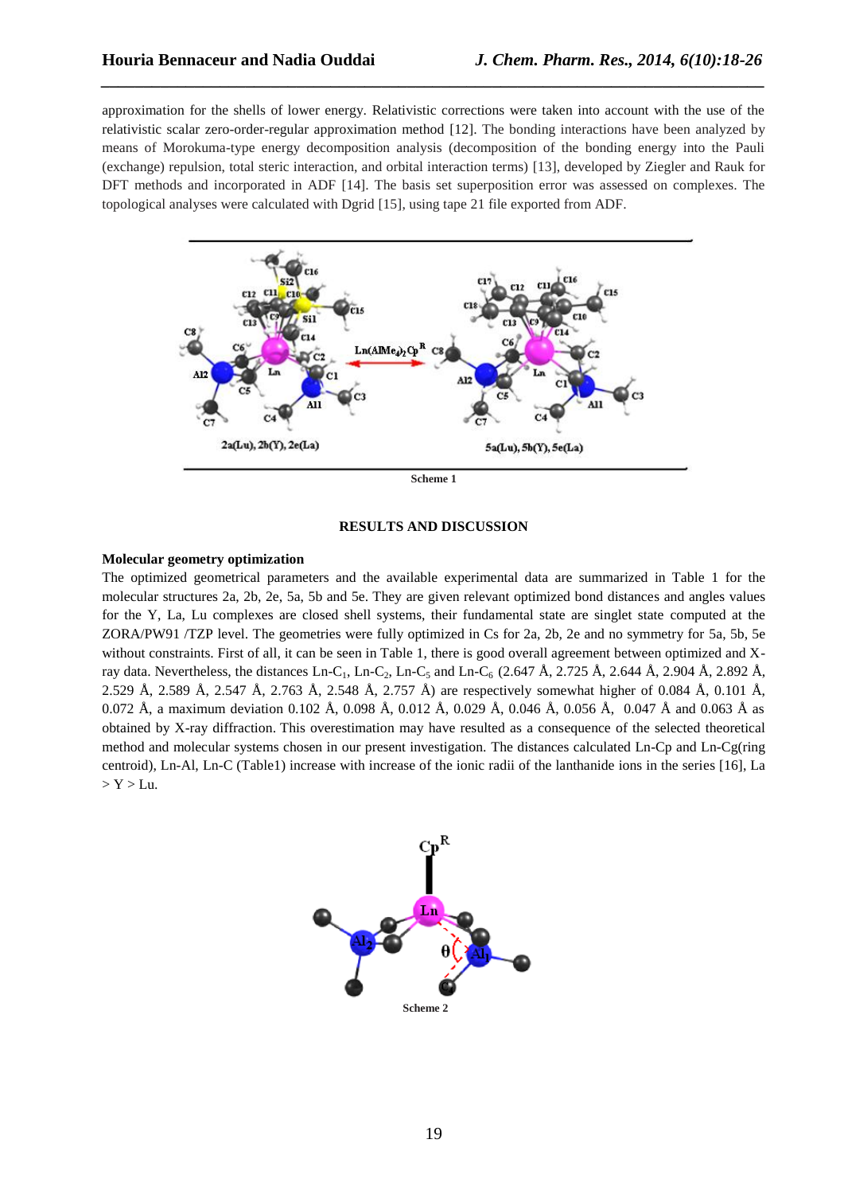approximation for the shells of lower energy. Relativistic corrections were taken into account with the use of the relativistic scalar zero-order-regular approximation method [12]. The bonding interactions have been analyzed by means of Morokuma-type energy decomposition analysis (decomposition of the bonding energy into the Pauli (exchange) repulsion, total steric interaction, and orbital interaction terms) [13], developed by Ziegler and Rauk for DFT methods and incorporated in ADF [14]. The basis set superposition error was assessed on complexes. The topological analyses were calculated with Dgrid [15], using tape 21 file exported from ADF.

Scheme 1

## RESULTS AND DISCUSSION

### Molecular geometry optimization

The optimized geometrical parameters and the available experimental data are summarized in Table 1 for the molecular structures 2a, 2b, 2e, 5a, 5b and 5e. They are given relevant optimized bond distances and angles values for the Y, La, Lu complexes are closed shell systems, their fundamental state are singlet state computed at the ZORA/PW91 /TZP level. The geometries were fully optimized in Cs for 2a, 2b, 2e and no symmetry for 5a, 5b, 5e without constraints. First of all, it can be seen in Table 1, there is good overall agreement between optimized and X-ray data. Nevertheless, the distances Ln-$C_1$, Ln-$C_2$, Ln-$C_5$ and Ln-$C_6$ (2.647 Å, 2.725 Å, 2.644 Å, 2.904 Å, 2.892 Å, 2.529 Å, 2.589 Å, 2.547 Å, 2.763 Å, 2.548 Å, 2.757 Å) are respectively somewhat higher of 0.084 Å, 0.101 Å, 0.072 Å, a maximum deviation 0.102 Å, 0.098 Å, 0.012 Å, 0.029 Å, 0.046 Å, 0.056 Å, 0.047 Å and 0.063 Å as obtained by X-ray diffraction. This overestimation may have resulted as a consequence of the selected theoretical method and molecular systems chosen in our present investigation. The distances calculated Ln-Cp and Ln-Cg(ring centroid), Ln-Al, Ln-C (Table1) increase with increase of the ionic radii of the lanthanide ions in the series [16], La > Y > Lu.

Scheme 2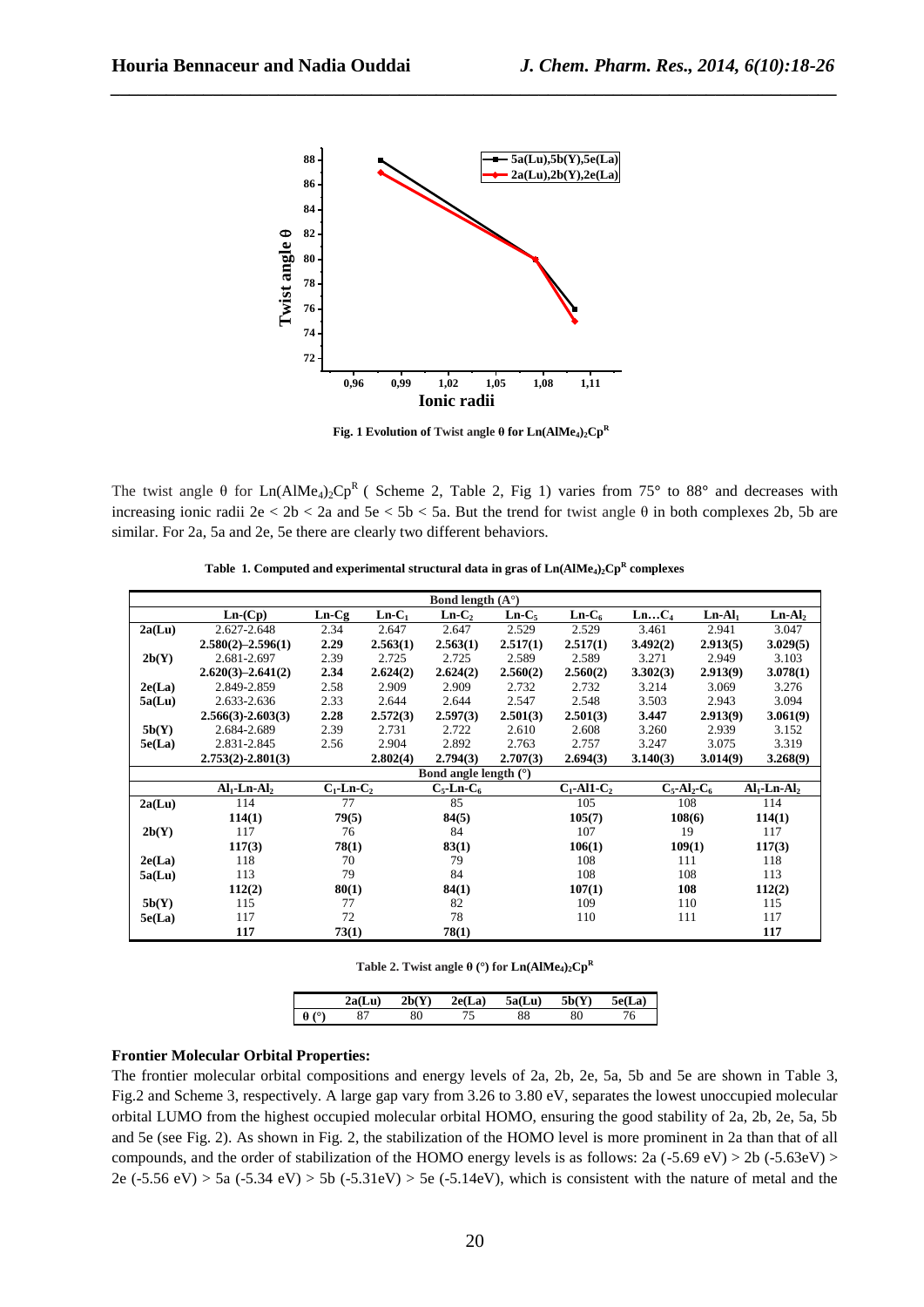Fig. 1 Evolution of Twist angle θ for $Ln(AlMe_4)_2Cp^R$

The twist angle θ for $Ln(AlMe_4)_2Cp^R$ ( Scheme 2, Table 2, Fig 1) varies from 75° to 88° and decreases with increasing ionic radii 2e < 2b < 2a and 5e < 5b < 5a. But the trend for twist angle θ in both complexes 2b, 5b are similar. For 2a, 5a and 2e, 5e there are clearly two different behaviors.

**Table 1. Computed and experimental structural data in gras of $Ln(AlMe_4)_2Cp^R$ complexes**

| | Bond length (A°) | | | | | | | | |
|---|---|---|---|---|---|---|---|---|---|
| | **Ln-(Cp)** | **Ln-Cg** | **Ln-$C_1$** | **Ln-$C_2$** | **Ln-$C_5$** | **Ln-$C_6$** | **Ln…$C_4$** | **Ln-$Al_1$** | **Ln-$Al_2$** |
| **2a(Lu)** | 2.627-2.648 | 2.34 | 2.647 | 2.647 | 2.529 | 2.529 | 3.461 | 2.941 | 3.047 |
| | **2.580(2)–2.596(1)** | **2.29** | **2.563(1)** | **2.563(1)** | **2.517(1)** | **2.517(1)** | **3.492(2)** | **2.913(5)** | **3.029(5)** |
| **2b(Y)** | 2.681-2.697 | 2.39 | 2.725 | 2.725 | 2.589 | 2.589 | 3.271 | 2.949 | 3.103 |
| | **2.620(3)–2.641(2)** | **2.34** | **2.624(2)** | **2.624(2)** | **2.560(2)** | **2.560(2)** | **3.302(3)** | **2.913(9)** | **3.078(1)** |
| **2e(La)** | 2.849-2.859 | 2.58 | 2.909 | 2.909 | 2.732 | 2.732 | 3.214 | 3.069 | 3.276 |
| **5a(Lu)** | 2.633-2.636 | 2.33 | 2.644 | 2.644 | 2.547 | 2.548 | 3.503 | 2.943 | 3.094 |
| | **2.566(3)-2.603(3)** | **2.28** | **2.572(3)** | **2.597(3)** | **2.501(3)** | **2.501(3)** | **3.447** | **2.913(9)** | **3.061(9)** |
| **5b(Y)** | 2.684-2.689 | 2.39 | 2.731 | 2.722 | 2.610 | 2.608 | 3.260 | 2.939 | 3.152 |
| **5e(La)** | 2.831-2.845 | 2.56 | 2.904 | 2.892 | 2.763 | 2.757 | 3.247 | 3.075 | 3.319 |
| | **2.753(2)-2.801(3)** | | **2.802(4)** | **2.794(3)** | **2.707(3)** | **2.694(3)** | **3.140(3)** | **3.014(9)** | **3.268(9)** |
| | Bond angle length (°) | | | | | | | | |
| | **$Al_1$-Ln-$Al_2$** | **$C_1$-Ln-$C_2$** | | **$C_5$-Ln-$C_6$** | | **$C_1$-Al1-$C_2$** | **$C_5$-$Al_2$-$C_6$** | | **$Al_1$-Ln-$Al_2$** |
| **2a(Lu)** | 114 | 77 | | 85 | | 105 | 108 | | 114 |
| | **114(1)** | **79(5)** | | **84(5)** | | **105(7)** | **108(6)** | | **114(1)** |
| **2b(Y)** | 117 | 76 | | 84 | | 107 | 19 | | 117 |
| | **117(3)** | **78(1)** | | **83(1)** | | **106(1)** | **109(1)** | | **117(3)** |
| **2e(La)** | 118 | 70 | | 79 | | 108 | 111 | | 118 |
| **5a(Lu)** | 113 | 79 | | 84 | | 108 | 108 | | 113 |
| | **112(2)** | **80(1)** | | **84(1)** | | **107(1)** | **108** | | **112(2)** |
| **5b(Y)** | 115 | 77 | | 82 | | 109 | 110 | | 115 |
| **5e(La)** | 117 | 72 | | 78 | | 110 | 111 | | 117 |
| | **117** | **73(1)** | | **78(1)** | | | | | **117** |

**Table 2. Twist angle θ (°) for $Ln(AlMe_4)_2Cp^R$**

| | 2a(Lu) | 2b(Y) | 2e(La) | 5a(Lu) | 5b(Y) | 5e(La) |
|---|---|---|---|---|---|---|
| **θ (°)** | 87 | 80 | 75 | 88 | 80 | 76 |

**Frontier Molecular Orbital Properties:**

The frontier molecular orbital compositions and energy levels of 2a, 2b, 2e, 5a, 5b and 5e are shown in Table 3, Fig.2 and Scheme 3, respectively. A large gap vary from 3.26 to 3.80 eV, separates the lowest unoccupied molecular orbital LUMO from the highest occupied molecular orbital HOMO, ensuring the good stability of 2a, 2b, 2e, 5a, 5b and 5e (see Fig. 2). As shown in Fig. 2, the stabilization of the HOMO level is more prominent in 2a than that of all compounds, and the order of stabilization of the HOMO energy levels is as follows: 2a (-5.69 eV) > 2b (-5.63eV) > 2e (-5.56 eV) > 5a (-5.34 eV) > 5b (-5.31eV) > 5e (-5.14eV), which is consistent with the nature of metal and the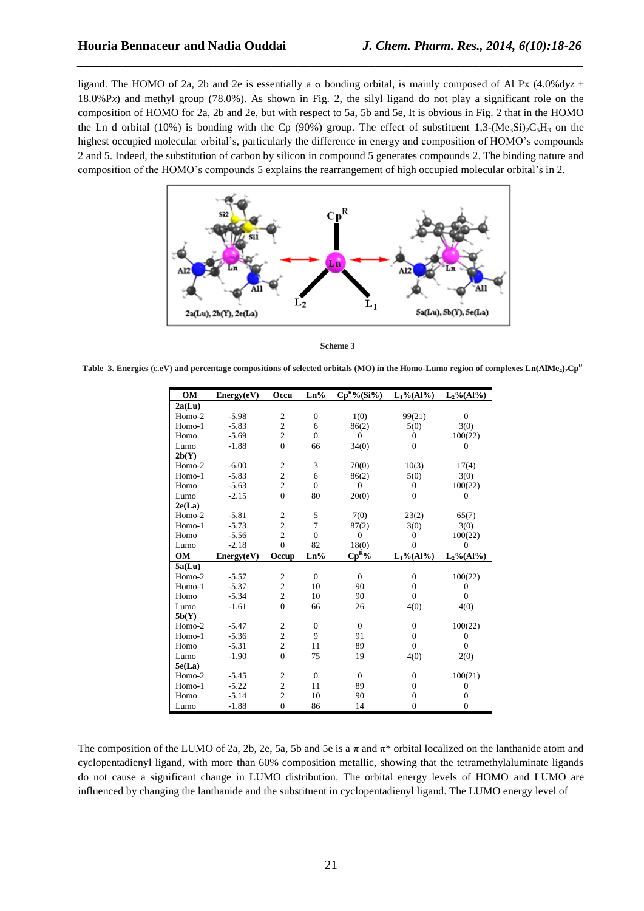ligand. The HOMO of 2a, 2b and 2e is essentially a σ bonding orbital, is mainly composed of Al P*x* (4.0%d*yz* + 18.0%P*x*) and methyl group (78.0%). As shown in Fig. 2, the silyl ligand do not play a significant role on the composition of HOMO for 2a, 2b and 2e, but with respect to 5a, 5b and 5e, It is obvious in Fig. 2 that in the HOMO the Ln d orbital (10%) is bonding with the Cp (90%) group. The effect of substituent 1,3-$(Me_3Si)_2C_5H_3$ on the highest occupied molecular orbital's, particularly the difference in energy and composition of HOMO's compounds 2 and 5. Indeed, the substitution of carbon by silicon in compound 5 generates compounds 2. The binding nature and composition of the HOMO's compounds 5 explains the rearrangement of high occupied molecular orbital's in 2.

**Scheme 3**

**Table 3. Energies (ε.eV) and percentage compositions of selected orbitals (MO) in the Homo-Lumo region of complexes $Ln(AlMe_4)_2Cp^R$**

| OM | Energy(eV) | Occu | Ln% | $Cp^R$%(Si%) | $L_1$%(Al%) | $L_2$%(Al%) |
|---|---|---|---|---|---|---|
| **2a(Lu)** | | | | | | |
| Homo-2 | -5.98 | 2 | 0 | 1(0) | 99(21) | 0 |
| Homo-1 | -5.83 | 2 | 6 | 86(2) | 5(0) | 3(0) |
| Homo | -5.69 | 2 | 0 | 0 | 0 | 100(22) |
| Lumo | -1.88 | 0 | 66 | 34(0) | 0 | 0 |
| **2b(Y)** | | | | | | |
| Homo-2 | -6.00 | 2 | 3 | 70(0) | 10(3) | 17(4) |
| Homo-1 | -5.83 | 2 | 6 | 86(2) | 5(0) | 3(0) |
| Homo | -5.63 | 2 | 0 | 0 | 0 | 100(22) |
| Lumo | -2.15 | 0 | 80 | 20(0) | 0 | 0 |
| **2e(La)** | | | | | | |
| Homo-2 | -5.81 | 2 | 5 | 7(0) | 23(2) | 65(7) |
| Homo-1 | -5.73 | 2 | 7 | 87(2) | 3(0) | 3(0) |
| Homo | -5.56 | 2 | 0 | 0 | 0 | 100(22) |
| Lumo | -2.18 | 0 | 82 | 18(0) | 0 | 0 |
| **OM** | **Energy(eV)** | **Occup** | **Ln%** | **$Cp^R$%** | **$L_1$%(Al%)** | **$L_2$%(Al%)** |
| **5a(Lu)** | | | | | | |
| Homo-2 | -5.57 | 2 | 0 | 0 | 0 | 100(22) |
| Homo-1 | -5.37 | 2 | 10 | 90 | 0 | 0 |
| Homo | -5.34 | 2 | 10 | 90 | 0 | 0 |
| Lumo | -1.61 | 0 | 66 | 26 | 4(0) | 4(0) |
| **5b(Y)** | | | | | | |
| Homo-2 | -5.47 | 2 | 0 | 0 | 0 | 100(22) |
| Homo-1 | -5.36 | 2 | 9 | 91 | 0 | 0 |
| Homo | -5.31 | 2 | 11 | 89 | 0 | 0 |
| Lumo | -1.90 | 0 | 75 | 19 | 4(0) | 2(0) |
| **5e(La)** | | | | | | |
| Homo-2 | -5.45 | 2 | 0 | 0 | 0 | 100(21) |
| Homo-1 | -5.22 | 2 | 11 | 89 | 0 | 0 |
| Homo | -5.14 | 2 | 10 | 90 | 0 | 0 |
| Lumo | -1.88 | 0 | 86 | 14 | 0 | 0 |

The composition of the LUMO of 2a, 2b, 2e, 5a, 5b and 5e is a π and π* orbital localized on the lanthanide atom and cyclopentadienyl ligand, with more than 60% composition metallic, showing that the tetramethylaluminate ligands do not cause a significant change in LUMO distribution. The orbital energy levels of HOMO and LUMO are influenced by changing the lanthanide and the substituent in cyclopentadienyl ligand. The LUMO energy level of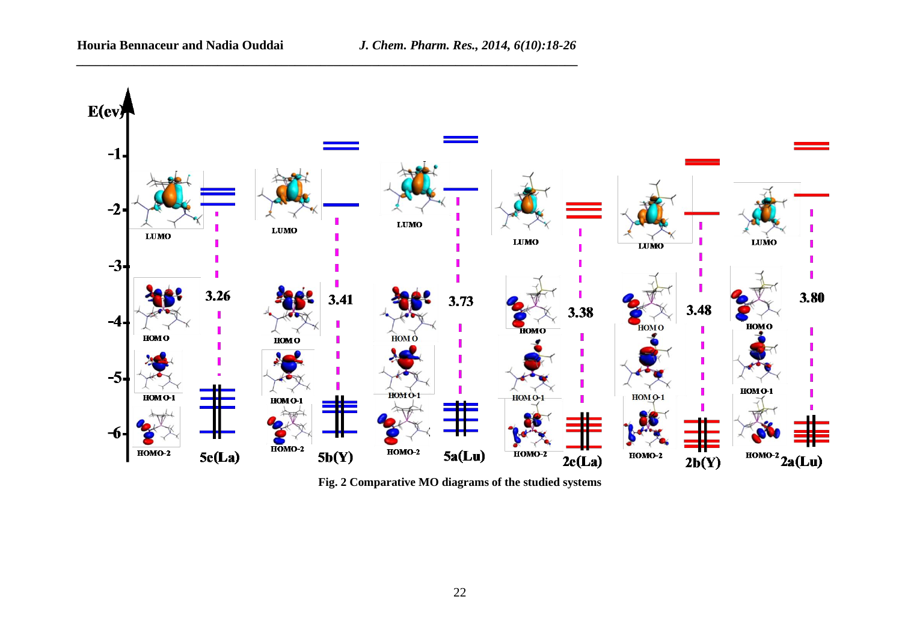Fig. 2 Comparative MO diagrams of the studied systems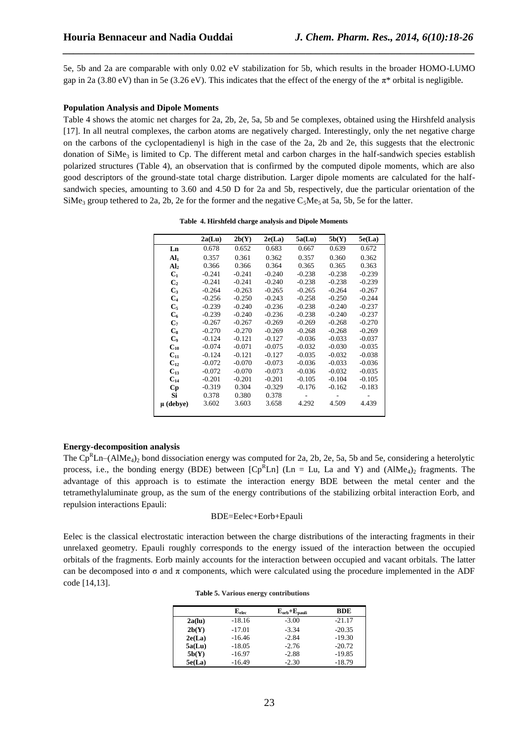5e, 5b and 2a are comparable with only 0.02 eV stabilization for 5b, which results in the broader HOMO-LUMO gap in 2a (3.80 eV) than in 5e (3.26 eV). This indicates that the effect of the energy of the π* orbital is negligible.

**Population Analysis and Dipole Moments**

Table 4 shows the atomic net charges for 2a, 2b, 2e, 5a, 5b and 5e complexes, obtained using the Hirshfeld analysis [17]. In all neutral complexes, the carbon atoms are negatively charged. Interestingly, only the net negative charge on the carbons of the cyclopentadienyl is high in the case of the 2a, 2b and 2e, this suggests that the electronic donation of $SiMe_3$ is limited to Cp. The different metal and carbon charges in the half-sandwich species establish polarized structures (Table 4), an observation that is confirmed by the computed dipole moments, which are also good descriptors of the ground-state total charge distribution. Larger dipole moments are calculated for the half-sandwich species, amounting to 3.60 and 4.50 D for 2a and 5b, respectively, due the particular orientation of the $SiMe_3$ group tethered to 2a, 2b, 2e for the former and the negative $C_5Me_5$ at 5a, 5b, 5e for the latter.

**Table 4. Hirshfeld charge analysis and Dipole Moments**

| | 2a(Lu) | 2b(Y) | 2e(La) | 5a(Lu) | 5b(Y) | 5e(La) |
|---|---|---|---|---|---|---|
| **Ln** | 0.678 | 0.652 | 0.683 | 0.667 | 0.639 | 0.672 |
| **$Al_1$** | 0.357 | 0.361 | 0.362 | 0.357 | 0.360 | 0.362 |
| **$Al_2$** | 0.366 | 0.366 | 0.364 | 0.365 | 0.365 | 0.363 |
| **$C_1$** | -0.241 | -0.241 | -0.240 | -0.238 | -0.238 | -0.239 |
| **$C_2$** | -0.241 | -0.241 | -0.240 | -0.238 | -0.238 | -0.239 |
| **$C_3$** | -0.264 | -0.263 | -0.265 | -0.265 | -0.264 | -0.267 |
| **$C_4$** | -0.256 | -0.250 | -0.243 | -0.258 | -0.250 | -0.244 |
| **$C_5$** | -0.239 | -0.240 | -0.236 | -0.238 | -0.240 | -0.237 |
| **$C_6$** | -0.239 | -0.240 | -0.236 | -0.238 | -0.240 | -0.237 |
| **$C_7$** | -0.267 | -0.267 | -0.269 | -0.269 | -0.268 | -0.270 |
| **$C_8$** | -0.270 | -0.270 | -0.269 | -0.268 | -0.268 | -0.269 |
| **$C_9$** | -0.124 | -0.121 | -0.127 | -0.036 | -0.033 | -0.037 |
| **$C_{10}$** | -0.074 | -0.071 | -0.075 | -0.032 | -0.030 | -0.035 |
| **$C_{11}$** | -0.124 | -0.121 | -0.127 | -0.035 | -0.032 | -0.038 |
| **$C_{12}$** | -0.072 | -0.070 | -0.073 | -0.036 | -0.033 | -0.036 |
| **$C_{13}$** | -0.072 | -0.070 | -0.073 | -0.036 | -0.032 | -0.035 |
| **$C_{14}$** | -0.201 | -0.201 | -0.201 | -0.105 | -0.104 | -0.105 |
| **Cp** | -0.319 | 0.304 | -0.329 | -0.176 | -0.162 | -0.183 |
| **Si** | 0.378 | 0.380 | 0.378 | - | - | - |
| **μ (debye)** | 3.602 | 3.603 | 3.658 | 4.292 | 4.509 | 4.439 |

**Energy-decomposition analysis**

The $Cp^RLn–(AlMe_4)_2$ bond dissociation energy was computed for 2a, 2b, 2e, 5a, 5b and 5e, considering a heterolytic process, i.e., the bonding energy (BDE) between $[Cp^RLn]$ (Ln = Lu, La and Y) and $(AlMe_4)_2$ fragments. The advantage of this approach is to estimate the interaction energy BDE between the metal center and the tetramethylaluminate group, as the sum of the energy contributions of the stabilizing orbital interaction Eorb, and repulsion interactions Epauli:

$$BDE=Eelec+Eorb+Epauli$$

Eelec is the classical electrostatic interaction between the charge distributions of the interacting fragments in their unrelaxed geometry. Epauli roughly corresponds to the energy issued of the interaction between the occupied orbitals of the fragments. Eorb mainly accounts for the interaction between occupied and vacant orbitals. The latter can be decomposed into σ and π components, which were calculated using the procedure implemented in the ADF code [14,13].

**Table 5. Various energy contributions**

| | $E_{elec}$ | $E_{orb}+E_{pauli}$ | BDE |
|---|---|---|---|
| **2a(lu)** | -18.16 | -3.00 | -21.17 |
| **2b(Y)** | -17.01 | -3.34 | -20.35 |
| **2e(La)** | -16.46 | -2.84 | -19.30 |
| **5a(Lu)** | -18.05 | -2.76 | -20.72 |
| **5b(Y)** | -16.97 | -2.88 | -19.85 |
| **5e(La)** | -16.49 | -2.30 | -18.79 |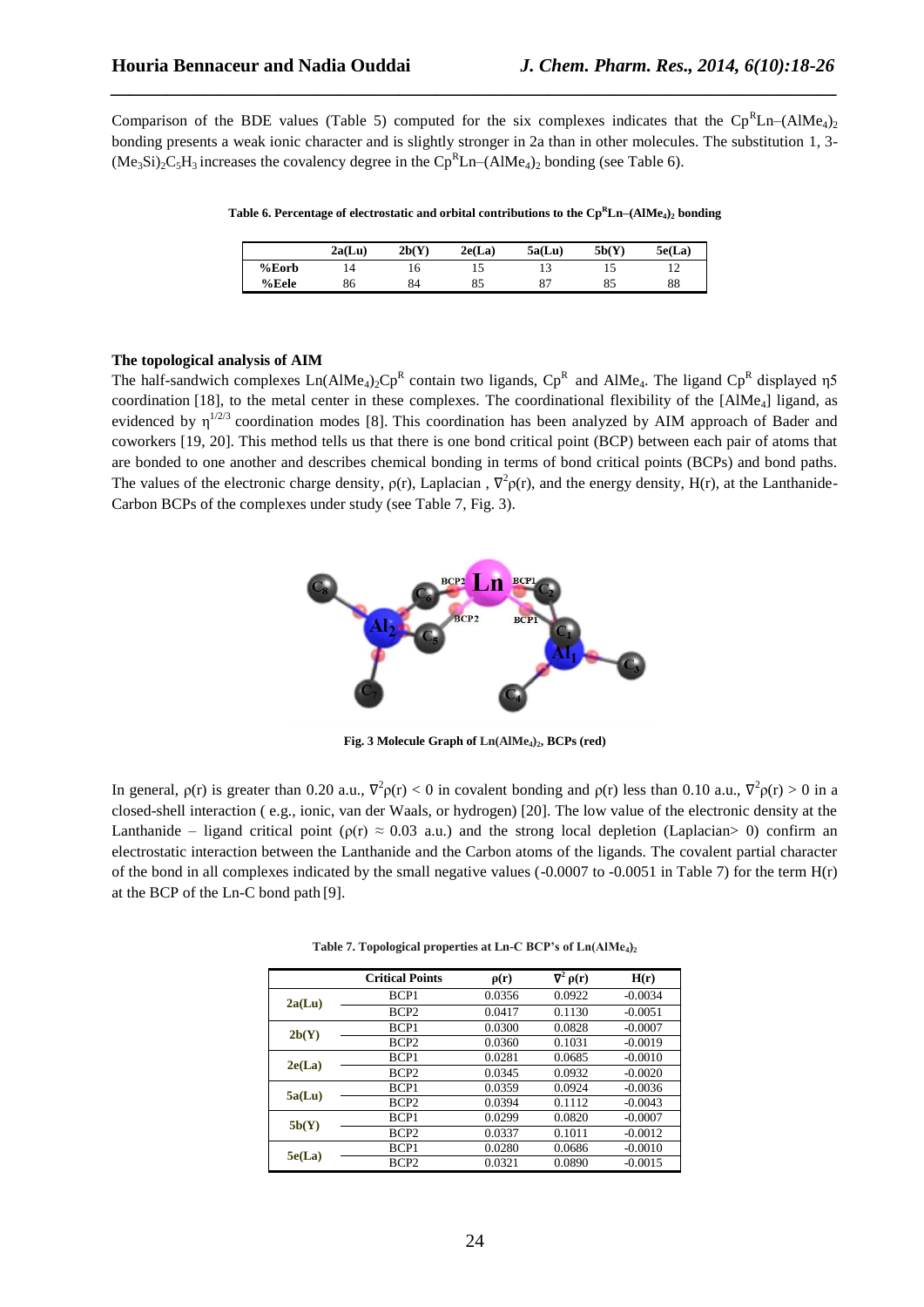Comparison of the BDE values (Table 5) computed for the six complexes indicates that the $Cp^RLn–(AlMe_4)_2$ bonding presents a weak ionic character and is slightly stronger in 2a than in other molecules. The substitution 1, 3-$(Me_3Si)_2C_5H_3$ increases the covalency degree in the $Cp^RLn–(AlMe_4)_2$ bonding (see Table 6).

**Table 6. Percentage of electrostatic and orbital contributions to the $Cp^RLn–(AlMe_4)_2$ bonding**

| | 2a(Lu) | 2b(Y) | 2e(La) | 5a(Lu) | 5b(Y) | 5e(La) |
|---|---|---|---|---|---|---|
| %Eorb | 14 | 16 | 15 | 13 | 15 | 12 |
| %Eele | 86 | 84 | 85 | 87 | 85 | 88 |

### The topological analysis of AIM

The half-sandwich complexes $Ln(AlMe_4)_2Cp^R$ contain two ligands, $Cp^R$ and $AlMe_4$. The ligand $Cp^R$ displayed η5 coordination [18], to the metal center in these complexes. The coordinational flexibility of the $[AlMe_4]$ ligand, as evidenced by $\eta^{1/2/3}$ coordination modes [8]. This coordination has been analyzed by AIM approach of Bader and coworkers [19, 20]. This method tells us that there is one bond critical point (BCP) between each pair of atoms that are bonded to one another and describes chemical bonding in terms of bond critical points (BCPs) and bond paths. The values of the electronic charge density, ρ(r), Laplacian , $\nabla^2\rho(r)$, and the energy density, H(r), at the Lanthanide-Carbon BCPs of the complexes under study (see Table 7, Fig. 3).

**Fig. 3 Molecule Graph of $Ln(AlMe_4)_2$, BCPs (red)**

In general, ρ(r) is greater than 0.20 a.u., $\nabla^2\rho(r) < 0$ in covalent bonding and ρ(r) less than 0.10 a.u., $\nabla^2\rho(r) > 0$ in a closed-shell interaction ( e.g., ionic, van der Waals, or hydrogen) [20]. The low value of the electronic density at the Lanthanide – ligand critical point ($\rho(r) \approx 0.03$ a.u.) and the strong local depletion (Laplacian> 0) confirm an electrostatic interaction between the Lanthanide and the Carbon atoms of the ligands. The covalent partial character of the bond in all complexes indicated by the small negative values (-0.0007 to -0.0051 in Table 7) for the term H(r) at the BCP of the Ln-C bond path [9].

**Table 7. Topological properties at Ln-C BCP's of $Ln(AlMe_4)_2$**

| | Critical Points | ρ(r) | $\nabla^2\rho(r)$ | H(r) |
|---|---|---|---|---|
| 2a(Lu) | BCP1 | 0.0356 | 0.0922 | -0.0034 |
| | BCP2 | 0.0417 | 0.1130 | -0.0051 |
| 2b(Y) | BCP1 | 0.0300 | 0.0828 | -0.0007 |
| | BCP2 | 0.0360 | 0.1031 | -0.0019 |
| 2e(La) | BCP1 | 0.0281 | 0.0685 | -0.0010 |
| | BCP2 | 0.0345 | 0.0932 | -0.0020 |
| 5a(Lu) | BCP1 | 0.0359 | 0.0924 | -0.0036 |
| | BCP2 | 0.0394 | 0.1112 | -0.0043 |
| 5b(Y) | BCP1 | 0.0299 | 0.0820 | -0.0007 |
| | BCP2 | 0.0337 | 0.1011 | -0.0012 |
| 5e(La) | BCP1 | 0.0280 | 0.0686 | -0.0010 |
| | BCP2 | 0.0321 | 0.0890 | -0.0015 |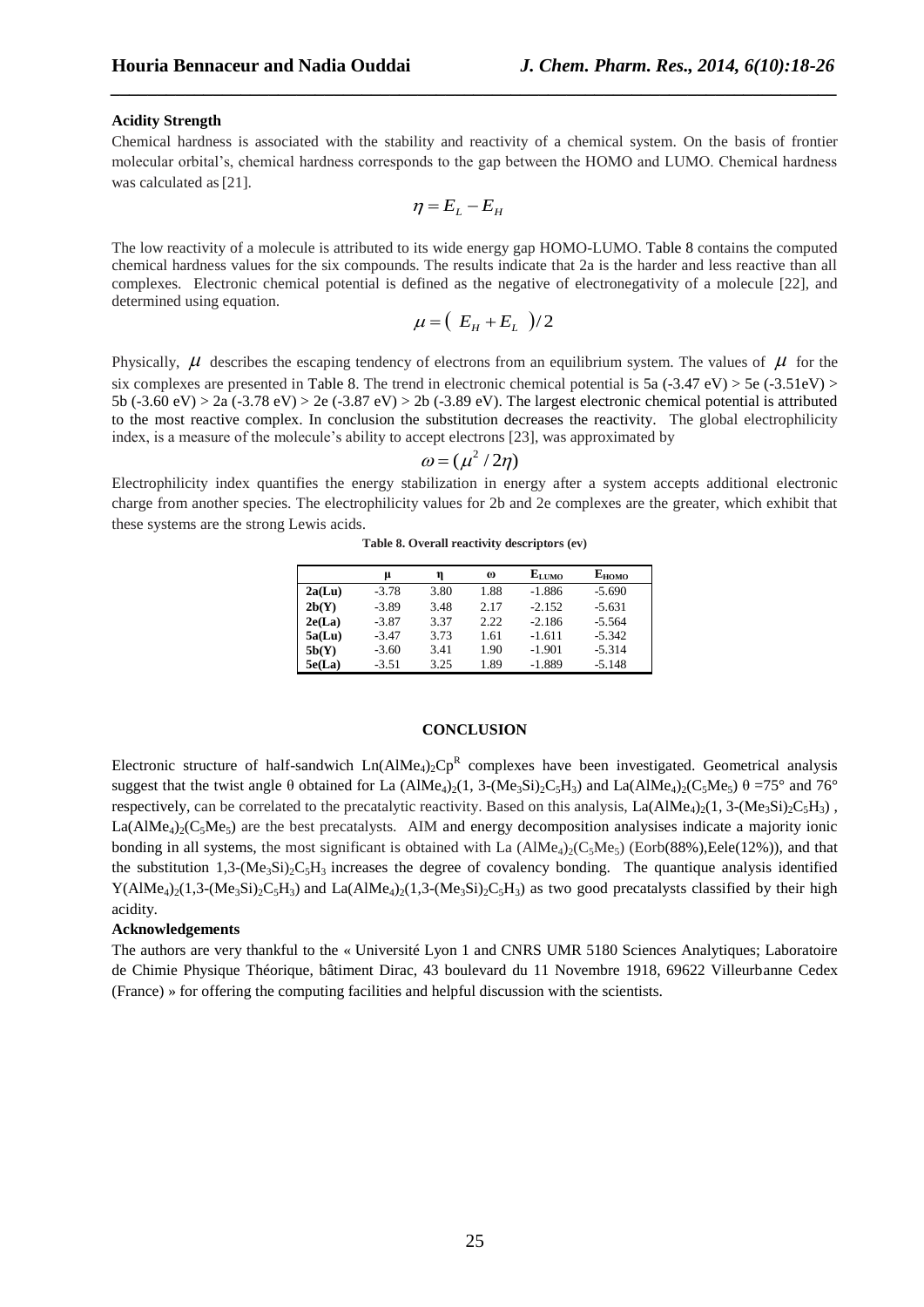**Acidity Strength**

Chemical hardness is associated with the stability and reactivity of a chemical system. On the basis of frontier molecular orbital's, chemical hardness corresponds to the gap between the HOMO and LUMO. Chemical hardness was calculated as [21].

$$\eta = E_L - E_H$$

The low reactivity of a molecule is attributed to its wide energy gap HOMO-LUMO. Table 8 contains the computed chemical hardness values for the six compounds. The results indicate that 2a is the harder and less reactive than all complexes. Electronic chemical potential is defined as the negative of electronegativity of a molecule [22], and determined using equation.

$$\mu = ( E_H + E_L )/2$$

Physically, $\mu$ describes the escaping tendency of electrons from an equilibrium system. The values of $\mu$ for the six complexes are presented in Table 8. The trend in electronic chemical potential is 5a (-3.47 eV) > 5e (-3.51eV) > 5b (-3.60 eV) > 2a (-3.78 eV) > 2e (-3.87 eV) > 2b (-3.89 eV). The largest electronic chemical potential is attributed to the most reactive complex. In conclusion the substitution decreases the reactivity. The global electrophilicity index, is a measure of the molecule's ability to accept electrons [23], was approximated by

$$\omega = (\mu^2 / 2\eta)$$

Electrophilicity index quantifies the energy stabilization in energy after a system accepts additional electronic charge from another species. The electrophilicity values for 2b and 2e complexes are the greater, which exhibit that these systems are the strong Lewis acids.

**Table 8. Overall reactivity descriptors (ev)**

| | μ | η | ω | $E_{LUMO}$ | $E_{HOMO}$ |
|---|---|---|---|---|---|
| **2a(Lu)** | -3.78 | 3.80 | 1.88 | -1.886 | -5.690 |
| **2b(Y)** | -3.89 | 3.48 | 2.17 | -2.152 | -5.631 |
| **2e(La)** | -3.87 | 3.37 | 2.22 | -2.186 | -5.564 |
| **5a(Lu)** | -3.47 | 3.73 | 1.61 | -1.611 | -5.342 |
| **5b(Y)** | -3.60 | 3.41 | 1.90 | -1.901 | -5.314 |
| **5e(La)** | -3.51 | 3.25 | 1.89 | -1.889 | -5.148 |

## CONCLUSION

Electronic structure of half-sandwich $Ln(AlMe_4)_2Cp^R$ complexes have been investigated. Geometrical analysis suggest that the twist angle θ obtained for La $(AlMe_4)_2(1, 3\text{-}(Me_3Si)_2C_5H_3)$ and $La(AlMe_4)_2(C_5Me_5)$ θ =75° and 76° respectively, can be correlated to the precatalytic reactivity. Based on this analysis, $La(AlMe_4)_2(1, 3\text{-}(Me_3Si)_2C_5H_3)$ , $La(AlMe_4)_2(C_5Me_5)$ are the best precatalysts. AIM and energy decomposition analysises indicate a majority ionic bonding in all systems, the most significant is obtained with La $(AlMe_4)_2(C_5Me_5)$ (Eorb(88%),Eele(12%)), and that the substitution $1,3\text{-}(Me_3Si)_2C_5H_3$ increases the degree of covalency bonding. The quantique analysis identified $Y(AlMe_4)_2(1,3\text{-}(Me_3Si)_2C_5H_3)$ and $La(AlMe_4)_2(1,3\text{-}(Me_3Si)_2C_5H_3)$ as two good precatalysts classified by their high acidity.

**Acknowledgements**

The authors are very thankful to the « Université Lyon 1 and CNRS UMR 5180 Sciences Analytiques; Laboratoire de Chimie Physique Théorique, bâtiment Dirac, 43 boulevard du 11 Novembre 1918, 69622 Villeurbanne Cedex (France) » for offering the computing facilities and helpful discussion with the scientists.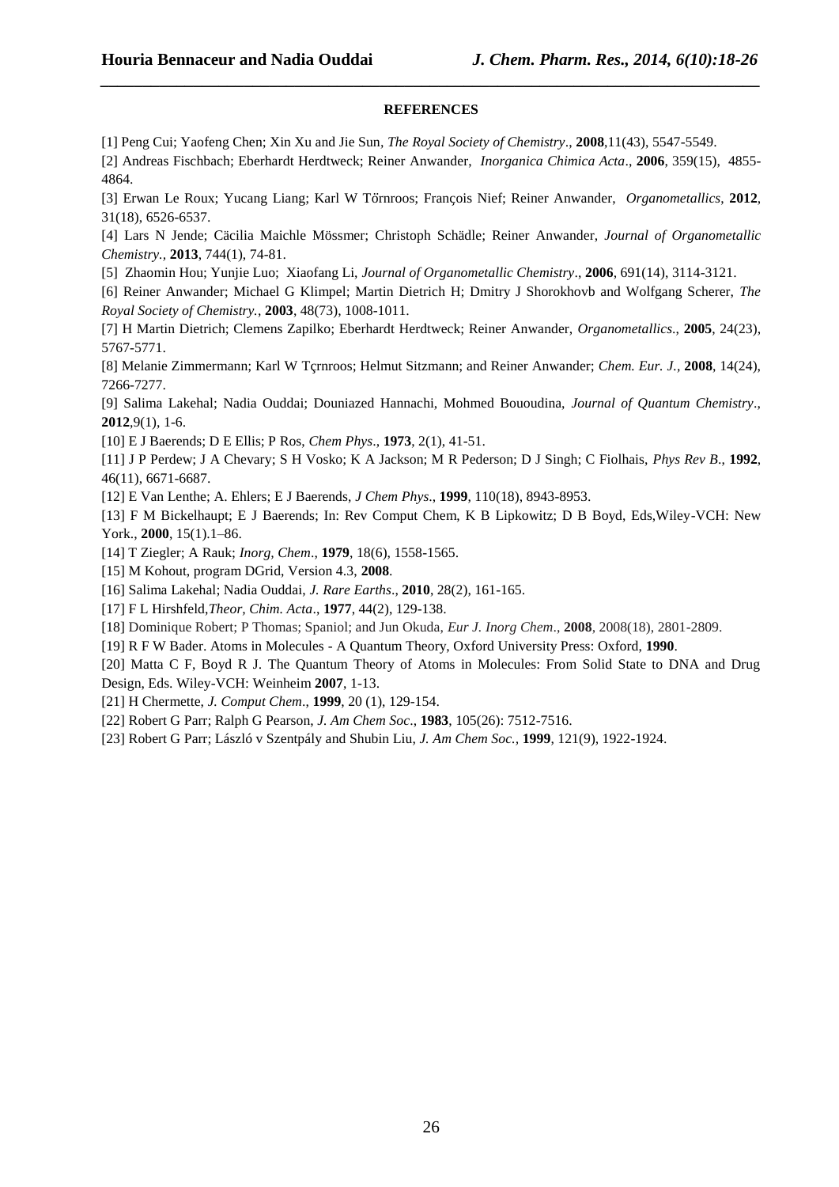**REFERENCES**

[1] Peng Cui; Yaofeng Chen; Xin Xu and Jie Sun, *The Royal Society of Chemistry*., **2008**,11(43), 5547-5549.

[2] Andreas Fischbach; Eberhardt Herdtweck; Reiner Anwander, *Inorganica Chimica Acta*., **2006**, 359(15), 4855-4864.

[3] Erwan Le Roux; Yucang Liang; Karl W Törnroos; François Nief; Reiner Anwander, *Organometallics*, **2012**, 31(18), 6526-6537.

[4] Lars N Jende; Cäcilia Maichle Mössmer; Christoph Schädle; Reiner Anwander, *Journal of Organometallic Chemistry.*, **2013**, 744(1), 74-81.

[5] Zhaomin Hou; Yunjie Luo; Xiaofang Li, *Journal of Organometallic Chemistry*., **2006**, 691(14), 3114-3121.

[6] Reiner Anwander; Michael G Klimpel; Martin Dietrich H; Dmitry J Shorokhovb and Wolfgang Scherer, *The Royal Society of Chemistry.*, **2003**, 48(73), 1008-1011.

[7] H Martin Dietrich; Clemens Zapilko; Eberhardt Herdtweck; Reiner Anwander, *Organometallics*., **2005**, 24(23), 5767-5771.

[8] Melanie Zimmermann; Karl W Tçrnroos; Helmut Sitzmann; and Reiner Anwander; *Chem. Eur. J.*, **2008**, 14(24), 7266-7277.

[9] Salima Lakehal; Nadia Ouddai; Douniazed Hannachi, Mohmed Bououdina, *Journal of Quantum Chemistry*., **2012**,9(1), 1-6.

[10] E J Baerends; D E Ellis; P Ros, *Chem Phys*., **1973**, 2(1), 41-51.

[11] J P Perdew; J A Chevary; S H Vosko; K A Jackson; M R Pederson; D J Singh; C Fiolhais, *Phys Rev B*., **1992**, 46(11), 6671-6687.

[12] E Van Lenthe; A. Ehlers; E J Baerends, *J Chem Phys*., **1999**, 110(18), 8943-8953.

[13] F M Bickelhaupt; E J Baerends; In: Rev Comput Chem, K B Lipkowitz; D B Boyd, Eds,Wiley-VCH: New York., **2000**, 15(1).1–86.

[14] T Ziegler; A Rauk; *Inorg, Chem*., **1979**, 18(6), 1558-1565.

[15] M Kohout, program DGrid, Version 4.3, **2008**.

[16] Salima Lakehal; Nadia Ouddai, *J. Rare Earths*., **2010**, 28(2), 161-165.

[17] F L Hirshfeld,*Theor, Chim. Acta*., **1977**, 44(2), 129-138.

[18] Dominique Robert; P Thomas; Spaniol; and Jun Okuda, *Eur J. Inorg Chem*., **2008**, 2008(18), 2801-2809.

[19] R F W Bader. Atoms in Molecules - A Quantum Theory, Oxford University Press: Oxford, **1990**.

[20] Matta C F, Boyd R J. The Quantum Theory of Atoms in Molecules: From Solid State to DNA and Drug Design, Eds. Wiley-VCH: Weinheim **2007**, 1-13.

[21] H Chermette, *J. Comput Chem*., **1999**, 20 (1), 129-154.

[22] Robert G Parr; Ralph G Pearson, *J. Am Chem Soc*., **1983**, 105(26): 7512-7516.

[23] Robert G Parr; László v Szentpály and Shubin Liu, *J. Am Chem Soc.*, **1999**, 121(9), 1922-1924.